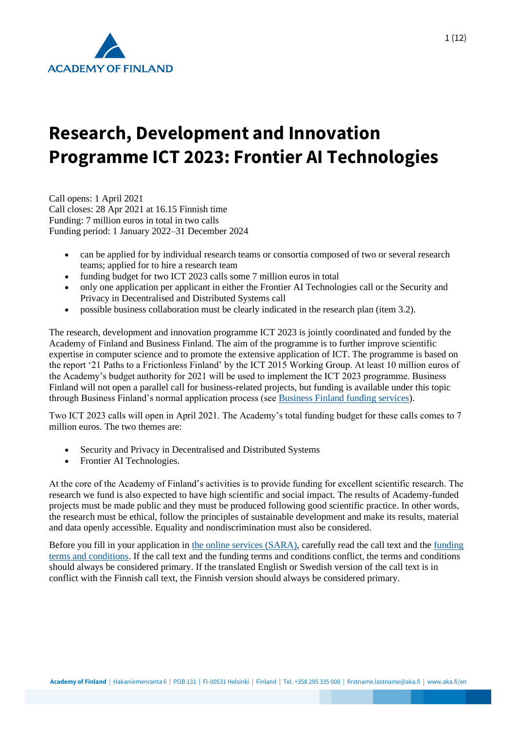# Research, Development and Innovation Programme ICT 2023: Frontier AI Technologies

Call opens: 1 April 2021
Call closes: 28 Apr 2021 at 16.15 Finnish time
Funding: 7 million euros in total in two calls
Funding period: 1 January 2022–31 December 2024

- can be applied for by individual research teams or consortia composed of two or several research teams; applied for to hire a research team
- funding budget for two ICT 2023 calls some 7 million euros in total
- only one application per applicant in either the Frontier AI Technologies call or the Security and Privacy in Decentralised and Distributed Systems call
- possible business collaboration must be clearly indicated in the research plan (item 3.2).

The research, development and innovation programme ICT 2023 is jointly coordinated and funded by the Academy of Finland and Business Finland. The aim of the programme is to further improve scientific expertise in computer science and to promote the extensive application of ICT. The programme is based on the report '21 Paths to a Frictionless Finland' by the ICT 2015 Working Group. At least 10 million euros of the Academy's budget authority for 2021 will be used to implement the ICT 2023 programme. Business Finland will not open a parallel call for business-related projects, but funding is available under this topic through Business Finland's normal application process (see Business Finland funding services).

Two ICT 2023 calls will open in April 2021. The Academy's total funding budget for these calls comes to 7 million euros. The two themes are:

- Security and Privacy in Decentralised and Distributed Systems
- Frontier AI Technologies.

At the core of the Academy of Finland's activities is to provide funding for excellent scientific research. The research we fund is also expected to have high scientific and social impact. The results of Academy-funded projects must be made public and they must be produced following good scientific practice. In other words, the research must be ethical, follow the principles of sustainable development and make its results, material and data openly accessible. Equality and nondiscrimination must also be considered.

Before you fill in your application in the online services (SARA), carefully read the call text and the funding terms and conditions. If the call text and the funding terms and conditions conflict, the terms and conditions should always be considered primary. If the translated English or Swedish version of the call text is in conflict with the Finnish call text, the Finnish version should always be considered primary.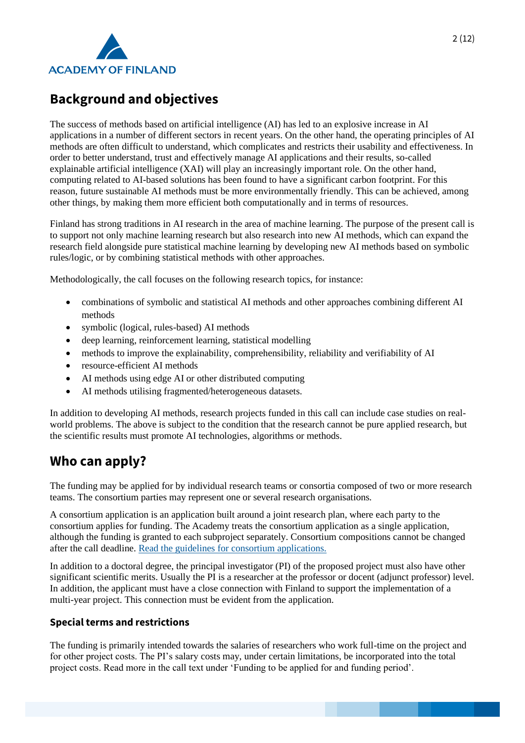## Background and objectives

The success of methods based on artificial intelligence (AI) has led to an explosive increase in AI applications in a number of different sectors in recent years. On the other hand, the operating principles of AI methods are often difficult to understand, which complicates and restricts their usability and effectiveness. In order to better understand, trust and effectively manage AI applications and their results, so-called explainable artificial intelligence (XAI) will play an increasingly important role. On the other hand, computing related to AI-based solutions has been found to have a significant carbon footprint. For this reason, future sustainable AI methods must be more environmentally friendly. This can be achieved, among other things, by making them more efficient both computationally and in terms of resources.

Finland has strong traditions in AI research in the area of machine learning. The purpose of the present call is to support not only machine learning research but also research into new AI methods, which can expand the research field alongside pure statistical machine learning by developing new AI methods based on symbolic rules/logic, or by combining statistical methods with other approaches.

Methodologically, the call focuses on the following research topics, for instance:

- combinations of symbolic and statistical AI methods and other approaches combining different AI methods
- symbolic (logical, rules-based) AI methods
- deep learning, reinforcement learning, statistical modelling
- methods to improve the explainability, comprehensibility, reliability and verifiability of AI
- resource-efficient AI methods
- AI methods using edge AI or other distributed computing
- AI methods utilising fragmented/heterogeneous datasets.

In addition to developing AI methods, research projects funded in this call can include case studies on real-world problems. The above is subject to the condition that the research cannot be pure applied research, but the scientific results must promote AI technologies, algorithms or methods.

## Who can apply?

The funding may be applied for by individual research teams or consortia composed of two or more research teams. The consortium parties may represent one or several research organisations.

A consortium application is an application built around a joint research plan, where each party to the consortium applies for funding. The Academy treats the consortium application as a single application, although the funding is granted to each subproject separately. Consortium compositions cannot be changed after the call deadline. Read the guidelines for consortium applications.

In addition to a doctoral degree, the principal investigator (PI) of the proposed project must also have other significant scientific merits. Usually the PI is a researcher at the professor or docent (adjunct professor) level. In addition, the applicant must have a close connection with Finland to support the implementation of a multi-year project. This connection must be evident from the application.

### Special terms and restrictions

The funding is primarily intended towards the salaries of researchers who work full-time on the project and for other project costs. The PI's salary costs may, under certain limitations, be incorporated into the total project costs. Read more in the call text under 'Funding to be applied for and funding period'.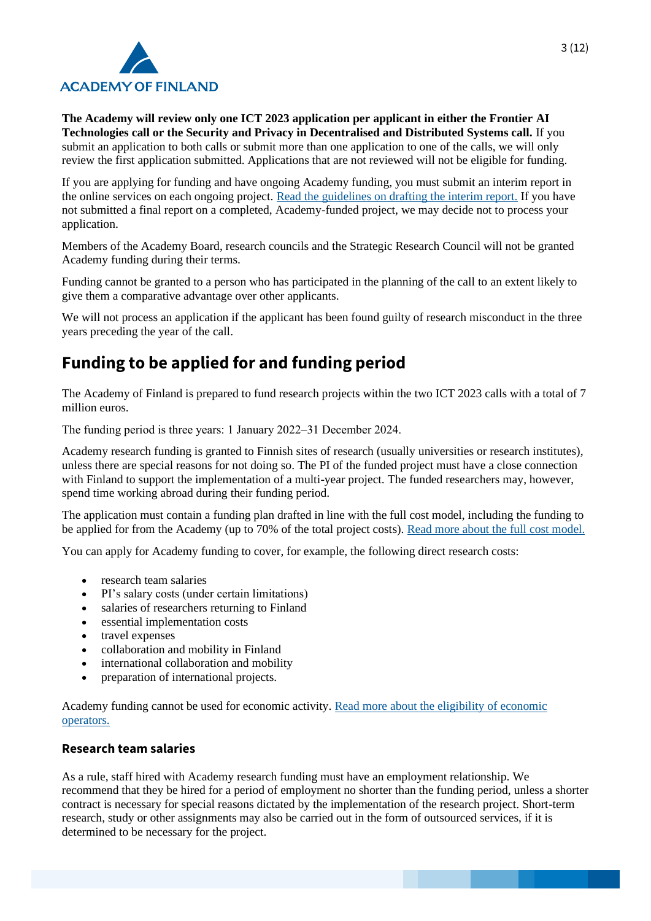**The Academy will review only one ICT 2023 application per applicant in either the Frontier AI Technologies call or the Security and Privacy in Decentralised and Distributed Systems call.** If you submit an application to both calls or submit more than one application to one of the calls, we will only review the first application submitted. Applications that are not reviewed will not be eligible for funding.

If you are applying for funding and have ongoing Academy funding, you must submit an interim report in the online services on each ongoing project. [Read the guidelines on drafting the interim report.] If you have not submitted a final report on a completed, Academy-funded project, we may decide not to process your application.

Members of the Academy Board, research councils and the Strategic Research Council will not be granted Academy funding during their terms.

Funding cannot be granted to a person who has participated in the planning of the call to an extent likely to give them a comparative advantage over other applicants.

We will not process an application if the applicant has been found guilty of research misconduct in the three years preceding the year of the call.

## Funding to be applied for and funding period

The Academy of Finland is prepared to fund research projects within the two ICT 2023 calls with a total of 7 million euros.

The funding period is three years: 1 January 2022–31 December 2024.

Academy research funding is granted to Finnish sites of research (usually universities or research institutes), unless there are special reasons for not doing so. The PI of the funded project must have a close connection with Finland to support the implementation of a multi-year project. The funded researchers may, however, spend time working abroad during their funding period.

The application must contain a funding plan drafted in line with the full cost model, including the funding to be applied for from the Academy (up to 70% of the total project costs). [Read more about the full cost model.]

You can apply for Academy funding to cover, for example, the following direct research costs:

- research team salaries
- PI's salary costs (under certain limitations)
- salaries of researchers returning to Finland
- essential implementation costs
- travel expenses
- collaboration and mobility in Finland
- international collaboration and mobility
- preparation of international projects.

Academy funding cannot be used for economic activity. [Read more about the eligibility of economic operators.]

### Research team salaries

As a rule, staff hired with Academy research funding must have an employment relationship. We recommend that they be hired for a period of employment no shorter than the funding period, unless a shorter contract is necessary for special reasons dictated by the implementation of the research project. Short-term research, study or other assignments may also be carried out in the form of outsourced services, if it is determined to be necessary for the project.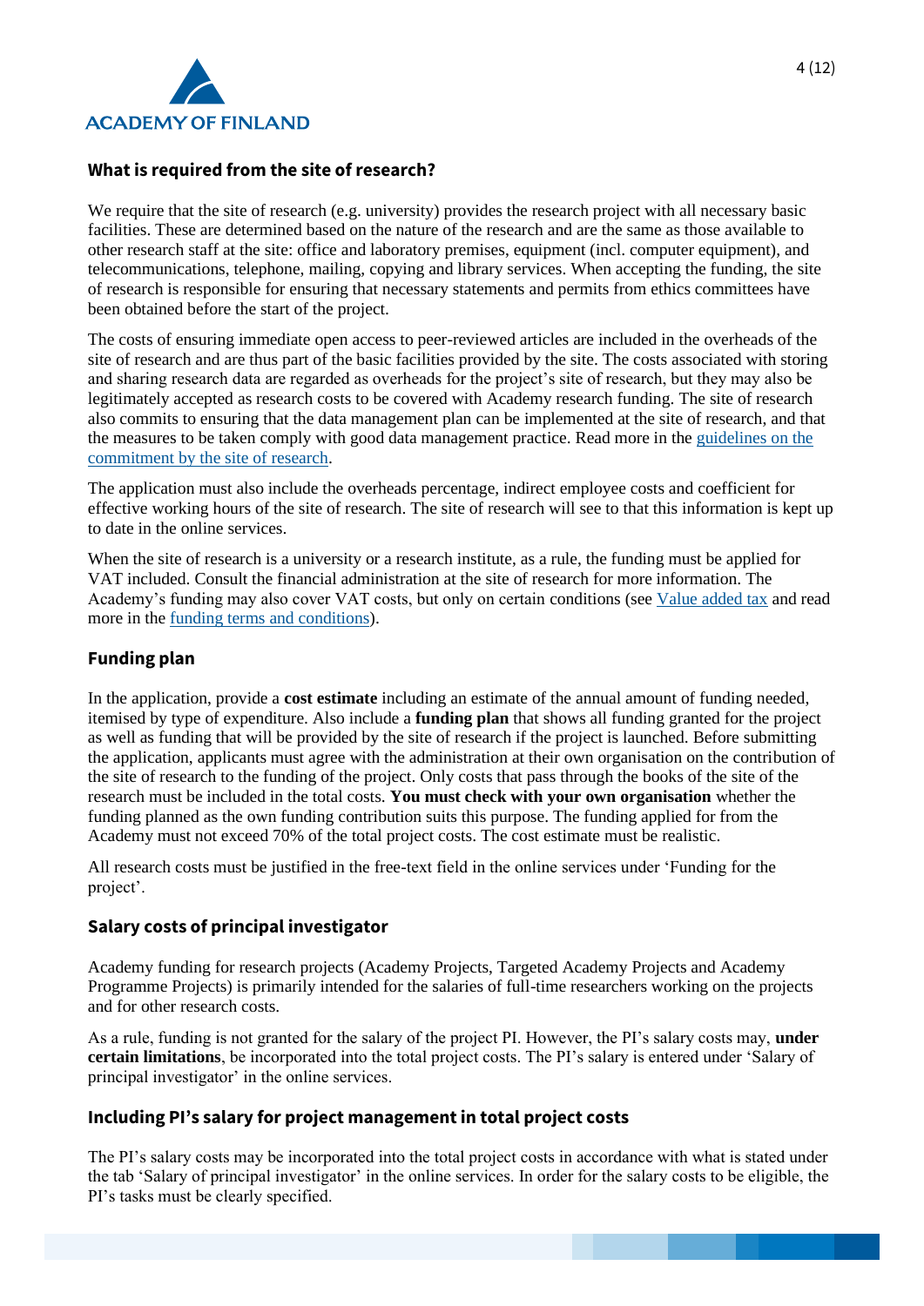## What is required from the site of research?

We require that the site of research (e.g. university) provides the research project with all necessary basic facilities. These are determined based on the nature of the research and are the same as those available to other research staff at the site: office and laboratory premises, equipment (incl. computer equipment), and telecommunications, telephone, mailing, copying and library services. When accepting the funding, the site of research is responsible for ensuring that necessary statements and permits from ethics committees have been obtained before the start of the project.

The costs of ensuring immediate open access to peer-reviewed articles are included in the overheads of the site of research and are thus part of the basic facilities provided by the site. The costs associated with storing and sharing research data are regarded as overheads for the project's site of research, but they may also be legitimately accepted as research costs to be covered with Academy research funding. The site of research also commits to ensuring that the data management plan can be implemented at the site of research, and that the measures to be taken comply with good data management practice. Read more in the guidelines on the commitment by the site of research.

The application must also include the overheads percentage, indirect employee costs and coefficient for effective working hours of the site of research. The site of research will see to that this information is kept up to date in the online services.

When the site of research is a university or a research institute, as a rule, the funding must be applied for VAT included. Consult the financial administration at the site of research for more information. The Academy's funding may also cover VAT costs, but only on certain conditions (see Value added tax and read more in the funding terms and conditions).

## Funding plan

In the application, provide a **cost estimate** including an estimate of the annual amount of funding needed, itemised by type of expenditure. Also include a **funding plan** that shows all funding granted for the project as well as funding that will be provided by the site of research if the project is launched. Before submitting the application, applicants must agree with the administration at their own organisation on the contribution of the site of research to the funding of the project. Only costs that pass through the books of the site of the research must be included in the total costs. **You must check with your own organisation** whether the funding planned as the own funding contribution suits this purpose. The funding applied for from the Academy must not exceed 70% of the total project costs. The cost estimate must be realistic.

All research costs must be justified in the free-text field in the online services under 'Funding for the project'.

## Salary costs of principal investigator

Academy funding for research projects (Academy Projects, Targeted Academy Projects and Academy Programme Projects) is primarily intended for the salaries of full-time researchers working on the projects and for other research costs.

As a rule, funding is not granted for the salary of the project PI. However, the PI's salary costs may, **under certain limitations**, be incorporated into the total project costs. The PI's salary is entered under 'Salary of principal investigator' in the online services.

## Including PI's salary for project management in total project costs

The PI's salary costs may be incorporated into the total project costs in accordance with what is stated under the tab 'Salary of principal investigator' in the online services. In order for the salary costs to be eligible, the PI's tasks must be clearly specified.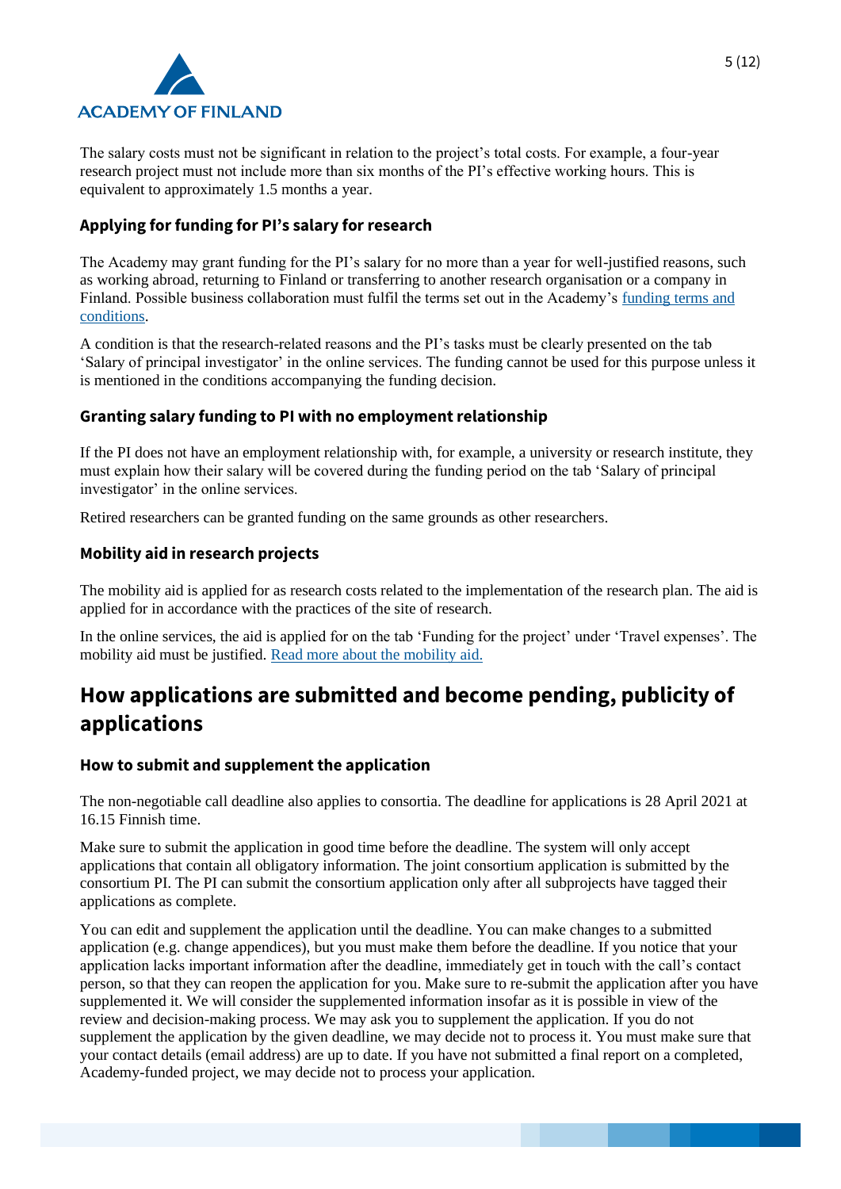The salary costs must not be significant in relation to the project's total costs. For example, a four-year research project must not include more than six months of the PI's effective working hours. This is equivalent to approximately 1.5 months a year.

### Applying for funding for PI's salary for research

The Academy may grant funding for the PI's salary for no more than a year for well-justified reasons, such as working abroad, returning to Finland or transferring to another research organisation or a company in Finland. Possible business collaboration must fulfil the terms set out in the Academy's funding terms and conditions.

A condition is that the research-related reasons and the PI's tasks must be clearly presented on the tab 'Salary of principal investigator' in the online services. The funding cannot be used for this purpose unless it is mentioned in the conditions accompanying the funding decision.

### Granting salary funding to PI with no employment relationship

If the PI does not have an employment relationship with, for example, a university or research institute, they must explain how their salary will be covered during the funding period on the tab 'Salary of principal investigator' in the online services.

Retired researchers can be granted funding on the same grounds as other researchers.

### Mobility aid in research projects

The mobility aid is applied for as research costs related to the implementation of the research plan. The aid is applied for in accordance with the practices of the site of research.

In the online services, the aid is applied for on the tab 'Funding for the project' under 'Travel expenses'. The mobility aid must be justified. Read more about the mobility aid.

## How applications are submitted and become pending, publicity of applications

### How to submit and supplement the application

The non-negotiable call deadline also applies to consortia. The deadline for applications is 28 April 2021 at 16.15 Finnish time.

Make sure to submit the application in good time before the deadline. The system will only accept applications that contain all obligatory information. The joint consortium application is submitted by the consortium PI. The PI can submit the consortium application only after all subprojects have tagged their applications as complete.

You can edit and supplement the application until the deadline. You can make changes to a submitted application (e.g. change appendices), but you must make them before the deadline. If you notice that your application lacks important information after the deadline, immediately get in touch with the call's contact person, so that they can reopen the application for you. Make sure to re-submit the application after you have supplemented it. We will consider the supplemented information insofar as it is possible in view of the review and decision-making process. We may ask you to supplement the application. If you do not supplement the application by the given deadline, we may decide not to process it. You must make sure that your contact details (email address) are up to date. If you have not submitted a final report on a completed, Academy-funded project, we may decide not to process your application.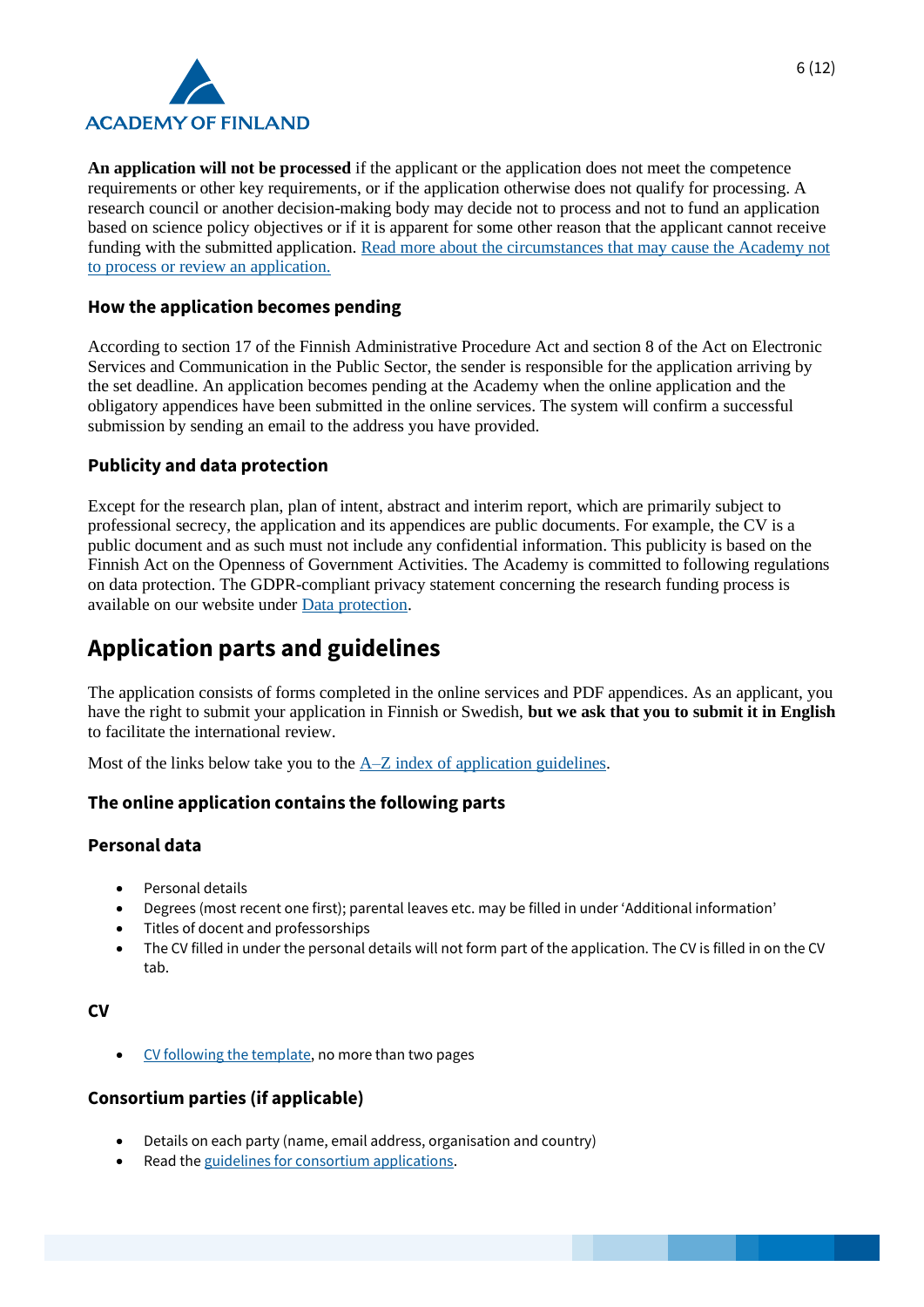**An application will not be processed** if the applicant or the application does not meet the competence requirements or other key requirements, or if the application otherwise does not qualify for processing. A research council or another decision-making body may decide not to process and not to fund an application based on science policy objectives or if it is apparent for some other reason that the applicant cannot receive funding with the submitted application. [Read more about the circumstances that may cause the Academy not to process or review an application.]

### How the application becomes pending

According to section 17 of the Finnish Administrative Procedure Act and section 8 of the Act on Electronic Services and Communication in the Public Sector, the sender is responsible for the application arriving by the set deadline. An application becomes pending at the Academy when the online application and the obligatory appendices have been submitted in the online services. The system will confirm a successful submission by sending an email to the address you have provided.

### Publicity and data protection

Except for the research plan, plan of intent, abstract and interim report, which are primarily subject to professional secrecy, the application and its appendices are public documents. For example, the CV is a public document and as such must not include any confidential information. This publicity is based on the Finnish Act on the Openness of Government Activities. The Academy is committed to following regulations on data protection. The GDPR-compliant privacy statement concerning the research funding process is available on our website under [Data protection].

## Application parts and guidelines

The application consists of forms completed in the online services and PDF appendices. As an applicant, you have the right to submit your application in Finnish or Swedish, **but we ask that you to submit it in English** to facilitate the international review.

Most of the links below take you to the [A–Z index of application guidelines].

### The online application contains the following parts

### Personal data

- Personal details
- Degrees (most recent one first); parental leaves etc. may be filled in under 'Additional information'
- Titles of docent and professorships
- The CV filled in under the personal details will not form part of the application. The CV is filled in on the CV tab.

### CV

- [CV following the template], no more than two pages

### Consortium parties (if applicable)

- Details on each party (name, email address, organisation and country)
- Read the [guidelines for consortium applications].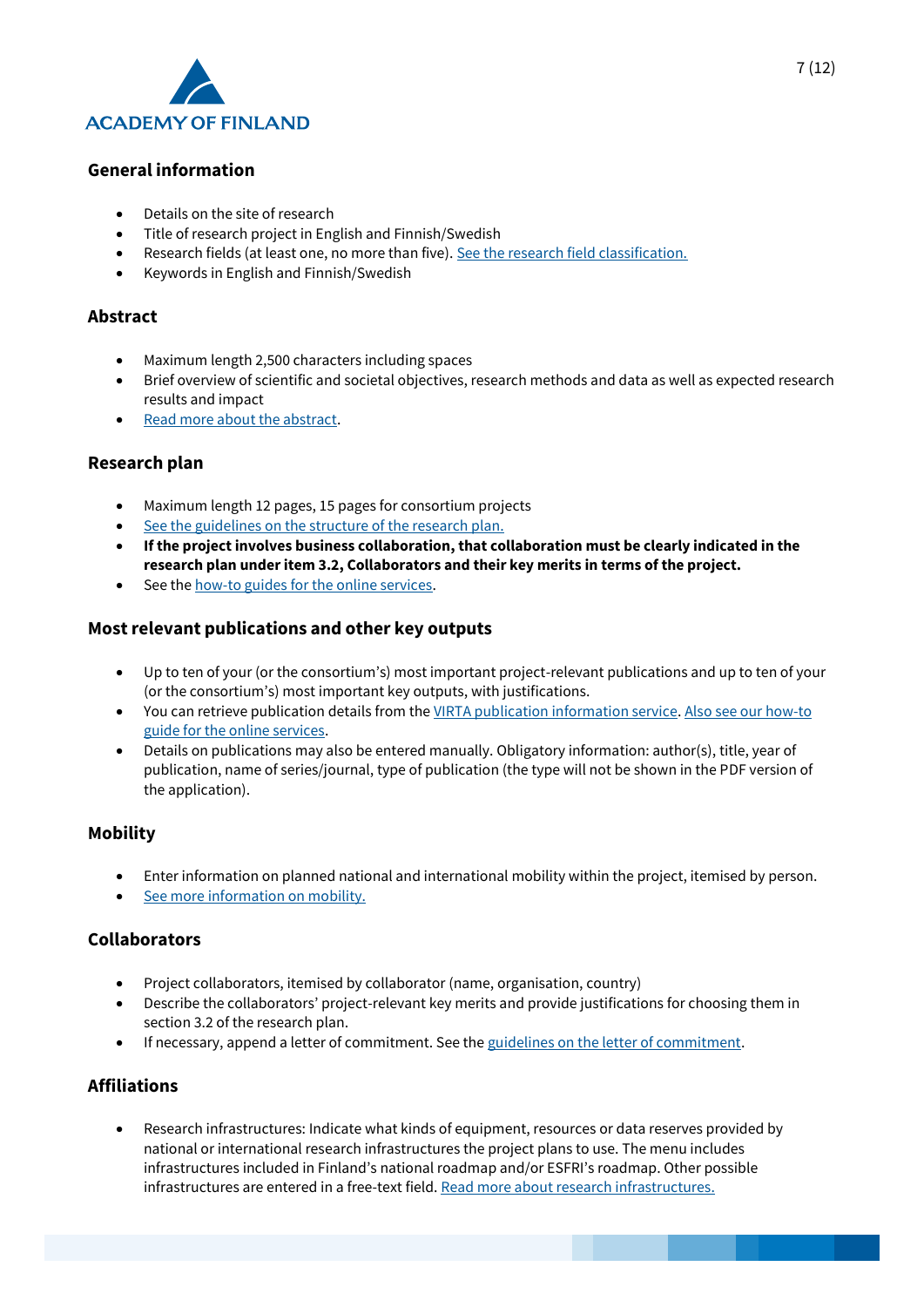## General information

- Details on the site of research
- Title of research project in English and Finnish/Swedish
- Research fields (at least one, no more than five). See the research field classification.
- Keywords in English and Finnish/Swedish

## Abstract

- Maximum length 2,500 characters including spaces
- Brief overview of scientific and societal objectives, research methods and data as well as expected research results and impact
- Read more about the abstract.

## Research plan

- Maximum length 12 pages, 15 pages for consortium projects
- See the guidelines on the structure of the research plan.
- **If the project involves business collaboration, that collaboration must be clearly indicated in the research plan under item 3.2, Collaborators and their key merits in terms of the project.**
- See the how-to guides for the online services.

## Most relevant publications and other key outputs

- Up to ten of your (or the consortium's) most important project-relevant publications and up to ten of your (or the consortium's) most important key outputs, with justifications.
- You can retrieve publication details from the VIRTA publication information service. Also see our how-to guide for the online services.
- Details on publications may also be entered manually. Obligatory information: author(s), title, year of publication, name of series/journal, type of publication (the type will not be shown in the PDF version of the application).

## Mobility

- Enter information on planned national and international mobility within the project, itemised by person.
- See more information on mobility.

## Collaborators

- Project collaborators, itemised by collaborator (name, organisation, country)
- Describe the collaborators' project-relevant key merits and provide justifications for choosing them in section 3.2 of the research plan.
- If necessary, append a letter of commitment. See the guidelines on the letter of commitment.

## Affiliations

- Research infrastructures: Indicate what kinds of equipment, resources or data reserves provided by national or international research infrastructures the project plans to use. The menu includes infrastructures included in Finland's national roadmap and/or ESFRI's roadmap. Other possible infrastructures are entered in a free-text field. Read more about research infrastructures.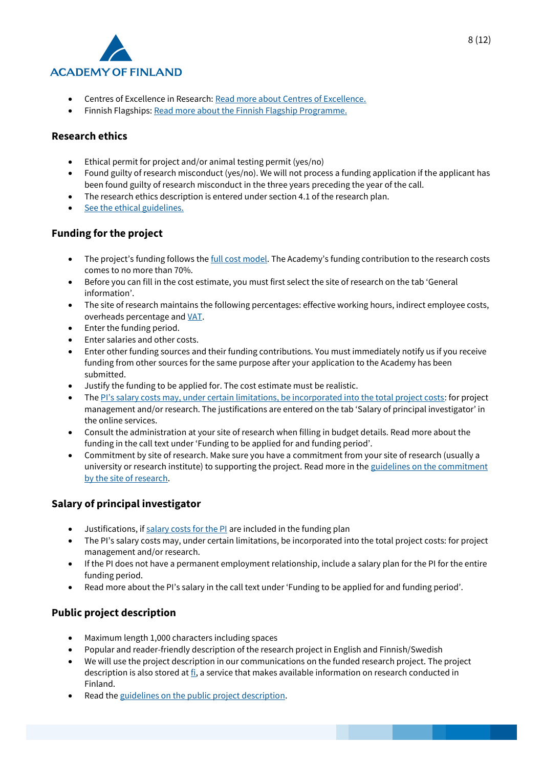- Centres of Excellence in Research: Read more about Centres of Excellence.
- Finnish Flagships: Read more about the Finnish Flagship Programme.

## Research ethics

- Ethical permit for project and/or animal testing permit (yes/no)
- Found guilty of research misconduct (yes/no). We will not process a funding application if the applicant has been found guilty of research misconduct in the three years preceding the year of the call.
- The research ethics description is entered under section 4.1 of the research plan.
- See the ethical guidelines.

## Funding for the project

- The project's funding follows the full cost model. The Academy's funding contribution to the research costs comes to no more than 70%.
- Before you can fill in the cost estimate, you must first select the site of research on the tab 'General information'.
- The site of research maintains the following percentages: effective working hours, indirect employee costs, overheads percentage and VAT.
- Enter the funding period.
- Enter salaries and other costs.
- Enter other funding sources and their funding contributions. You must immediately notify us if you receive funding from other sources for the same purpose after your application to the Academy has been submitted.
- Justify the funding to be applied for. The cost estimate must be realistic.
- The PI's salary costs may, under certain limitations, be incorporated into the total project costs: for project management and/or research. The justifications are entered on the tab 'Salary of principal investigator' in the online services.
- Consult the administration at your site of research when filling in budget details. Read more about the funding in the call text under 'Funding to be applied for and funding period'.
- Commitment by site of research. Make sure you have a commitment from your site of research (usually a university or research institute) to supporting the project. Read more in the guidelines on the commitment by the site of research.

## Salary of principal investigator

- Justifications, if salary costs for the PI are included in the funding plan
- The PI's salary costs may, under certain limitations, be incorporated into the total project costs: for project management and/or research.
- If the PI does not have a permanent employment relationship, include a salary plan for the PI for the entire funding period.
- Read more about the PI's salary in the call text under 'Funding to be applied for and funding period'.

## Public project description

- Maximum length 1,000 characters including spaces
- Popular and reader-friendly description of the research project in English and Finnish/Swedish
- We will use the project description in our communications on the funded research project. The project description is also stored at fi, a service that makes available information on research conducted in Finland.
- Read the guidelines on the public project description.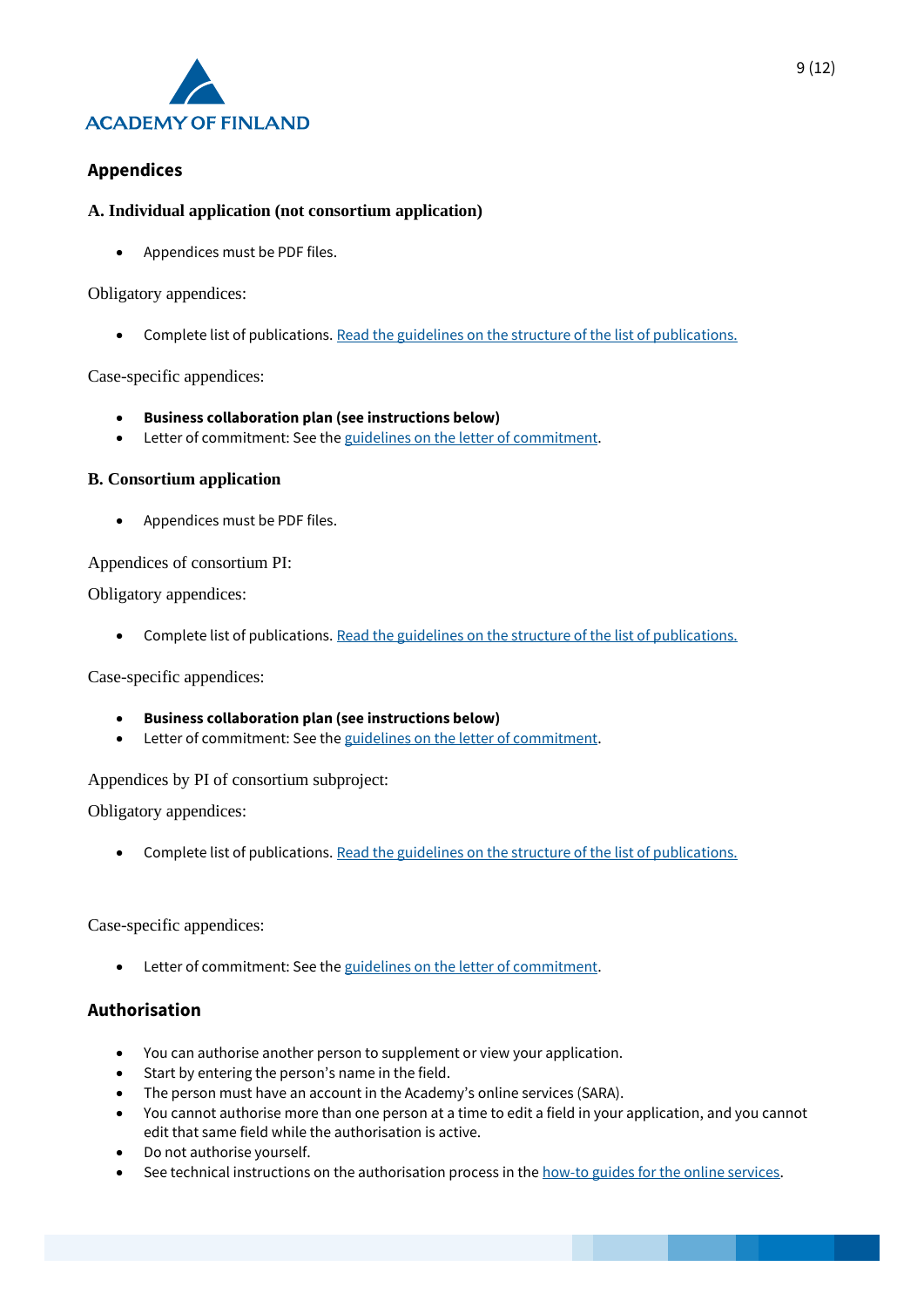## Appendices

### A. Individual application (not consortium application)

- Appendices must be PDF files.

Obligatory appendices:

- Complete list of publications. Read the guidelines on the structure of the list of publications.

Case-specific appendices:

- **Business collaboration plan (see instructions below)**
- Letter of commitment: See the guidelines on the letter of commitment.

### B. Consortium application

- Appendices must be PDF files.

Appendices of consortium PI:

Obligatory appendices:

- Complete list of publications. Read the guidelines on the structure of the list of publications.

Case-specific appendices:

- **Business collaboration plan (see instructions below)**
- Letter of commitment: See the guidelines on the letter of commitment.

Appendices by PI of consortium subproject:

Obligatory appendices:

- Complete list of publications. Read the guidelines on the structure of the list of publications.

Case-specific appendices:

- Letter of commitment: See the guidelines on the letter of commitment.

## Authorisation

- You can authorise another person to supplement or view your application.
- Start by entering the person's name in the field.
- The person must have an account in the Academy's online services (SARA).
- You cannot authorise more than one person at a time to edit a field in your application, and you cannot edit that same field while the authorisation is active.
- Do not authorise yourself.
- See technical instructions on the authorisation process in the how-to guides for the online services.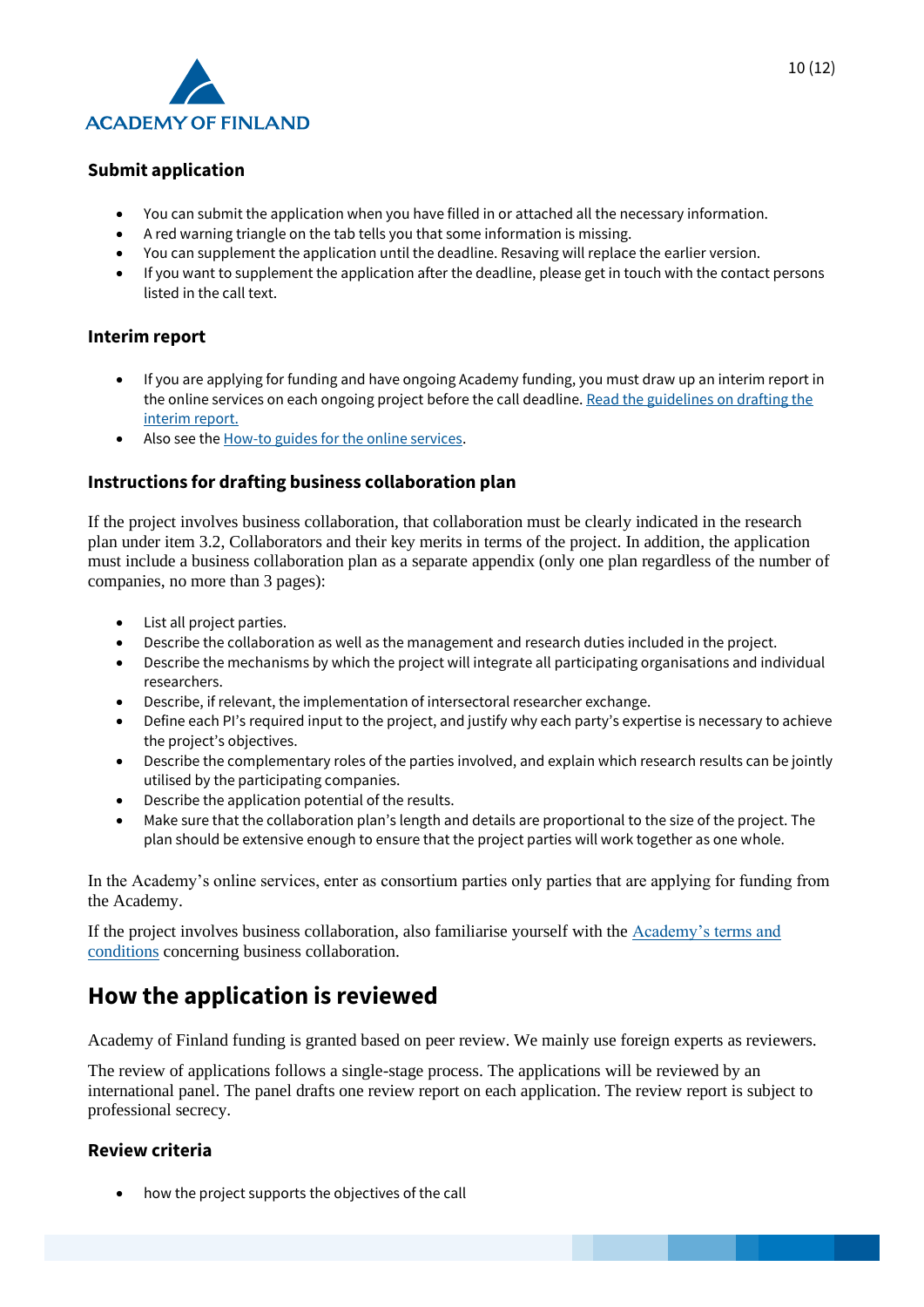### Submit application

- You can submit the application when you have filled in or attached all the necessary information.
- A red warning triangle on the tab tells you that some information is missing.
- You can supplement the application until the deadline. Resaving will replace the earlier version.
- If you want to supplement the application after the deadline, please get in touch with the contact persons listed in the call text.

### Interim report

- If you are applying for funding and have ongoing Academy funding, you must draw up an interim report in the online services on each ongoing project before the call deadline. [Read the guidelines on drafting the interim report.]
- Also see the [How-to guides for the online services].

### Instructions for drafting business collaboration plan

If the project involves business collaboration, that collaboration must be clearly indicated in the research plan under item 3.2, Collaborators and their key merits in terms of the project. In addition, the application must include a business collaboration plan as a separate appendix (only one plan regardless of the number of companies, no more than 3 pages):

- List all project parties.
- Describe the collaboration as well as the management and research duties included in the project.
- Describe the mechanisms by which the project will integrate all participating organisations and individual researchers.
- Describe, if relevant, the implementation of intersectoral researcher exchange.
- Define each PI's required input to the project, and justify why each party's expertise is necessary to achieve the project's objectives.
- Describe the complementary roles of the parties involved, and explain which research results can be jointly utilised by the participating companies.
- Describe the application potential of the results.
- Make sure that the collaboration plan's length and details are proportional to the size of the project. The plan should be extensive enough to ensure that the project parties will work together as one whole.

In the Academy's online services, enter as consortium parties only parties that are applying for funding from the Academy.

If the project involves business collaboration, also familiarise yourself with the [Academy's terms and conditions] concerning business collaboration.

## How the application is reviewed

Academy of Finland funding is granted based on peer review. We mainly use foreign experts as reviewers.

The review of applications follows a single-stage process. The applications will be reviewed by an international panel. The panel drafts one review report on each application. The review report is subject to professional secrecy.

### Review criteria

- how the project supports the objectives of the call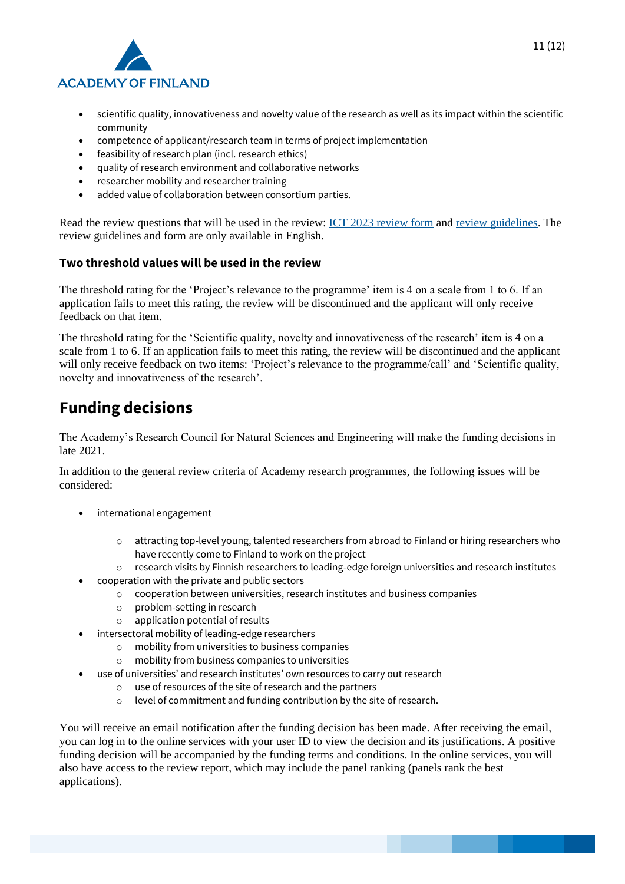- scientific quality, innovativeness and novelty value of the research as well as its impact within the scientific community
- competence of applicant/research team in terms of project implementation
- feasibility of research plan (incl. research ethics)
- quality of research environment and collaborative networks
- researcher mobility and researcher training
- added value of collaboration between consortium parties.

Read the review questions that will be used in the review: [ICT 2023 review form]() and [review guidelines](). The review guidelines and form are only available in English.

### Two threshold values will be used in the review

The threshold rating for the 'Project's relevance to the programme' item is 4 on a scale from 1 to 6. If an application fails to meet this rating, the review will be discontinued and the applicant will only receive feedback on that item.

The threshold rating for the 'Scientific quality, novelty and innovativeness of the research' item is 4 on a scale from 1 to 6. If an application fails to meet this rating, the review will be discontinued and the applicant will only receive feedback on two items: 'Project's relevance to the programme/call' and 'Scientific quality, novelty and innovativeness of the research'.

## Funding decisions

The Academy's Research Council for Natural Sciences and Engineering will make the funding decisions in late 2021.

In addition to the general review criteria of Academy research programmes, the following issues will be considered:

- international engagement
  - attracting top-level young, talented researchers from abroad to Finland or hiring researchers who have recently come to Finland to work on the project
  - research visits by Finnish researchers to leading-edge foreign universities and research institutes
- cooperation with the private and public sectors
  - cooperation between universities, research institutes and business companies
  - problem-setting in research
  - application potential of results
- intersectoral mobility of leading-edge researchers
  - mobility from universities to business companies
  - mobility from business companies to universities
- use of universities' and research institutes' own resources to carry out research
  - use of resources of the site of research and the partners
  - level of commitment and funding contribution by the site of research.

You will receive an email notification after the funding decision has been made. After receiving the email, you can log in to the online services with your user ID to view the decision and its justifications. A positive funding decision will be accompanied by the funding terms and conditions. In the online services, you will also have access to the review report, which may include the panel ranking (panels rank the best applications).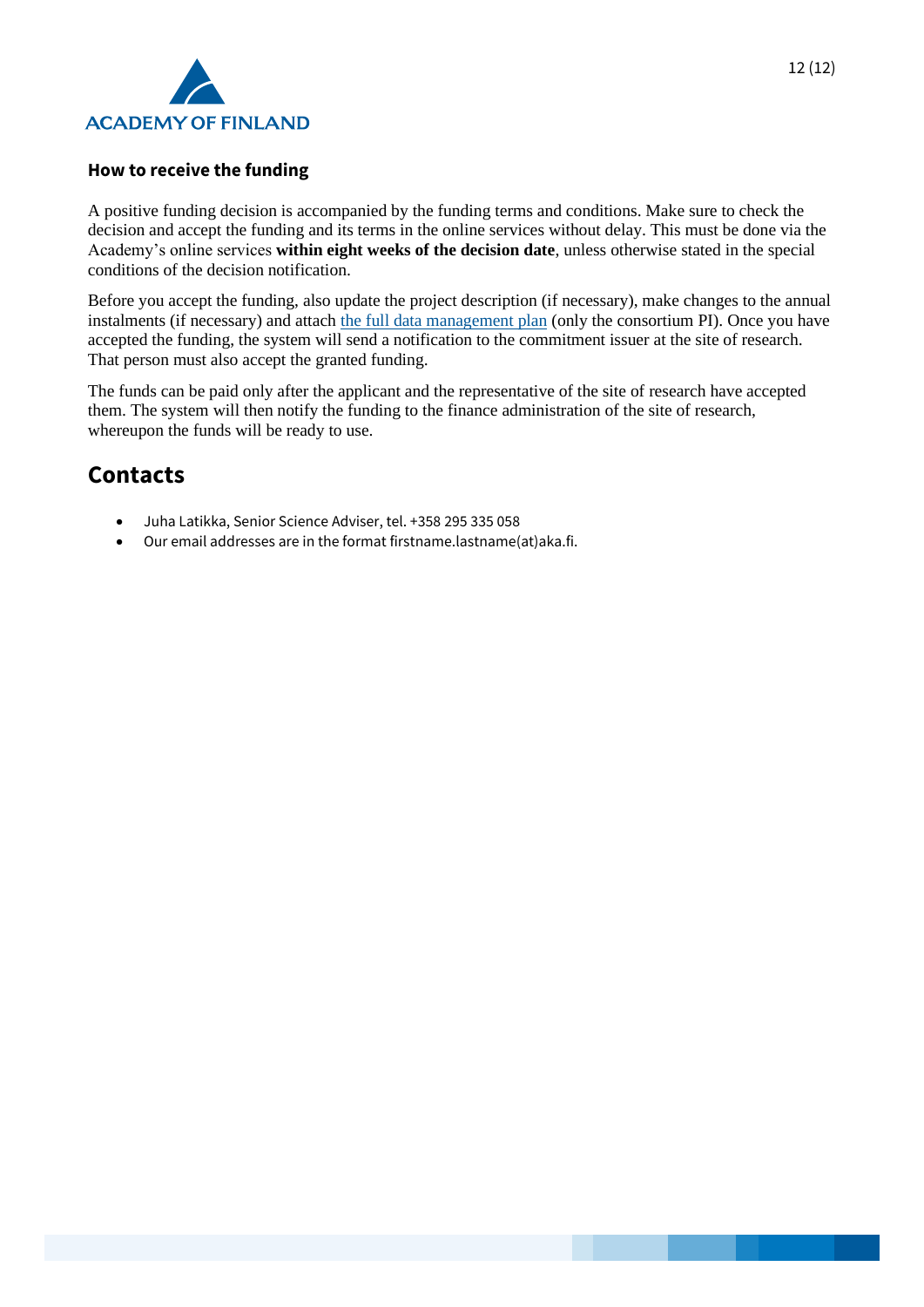### How to receive the funding

A positive funding decision is accompanied by the funding terms and conditions. Make sure to check the decision and accept the funding and its terms in the online services without delay. This must be done via the Academy's online services **within eight weeks of the decision date**, unless otherwise stated in the special conditions of the decision notification.

Before you accept the funding, also update the project description (if necessary), make changes to the annual instalments (if necessary) and attach the full data management plan (only the consortium PI). Once you have accepted the funding, the system will send a notification to the commitment issuer at the site of research. That person must also accept the granted funding.

The funds can be paid only after the applicant and the representative of the site of research have accepted them. The system will then notify the funding to the finance administration of the site of research, whereupon the funds will be ready to use.

## Contacts

- Juha Latikka, Senior Science Adviser, tel. +358 295 335 058
- Our email addresses are in the format firstname.lastname(at)aka.fi.